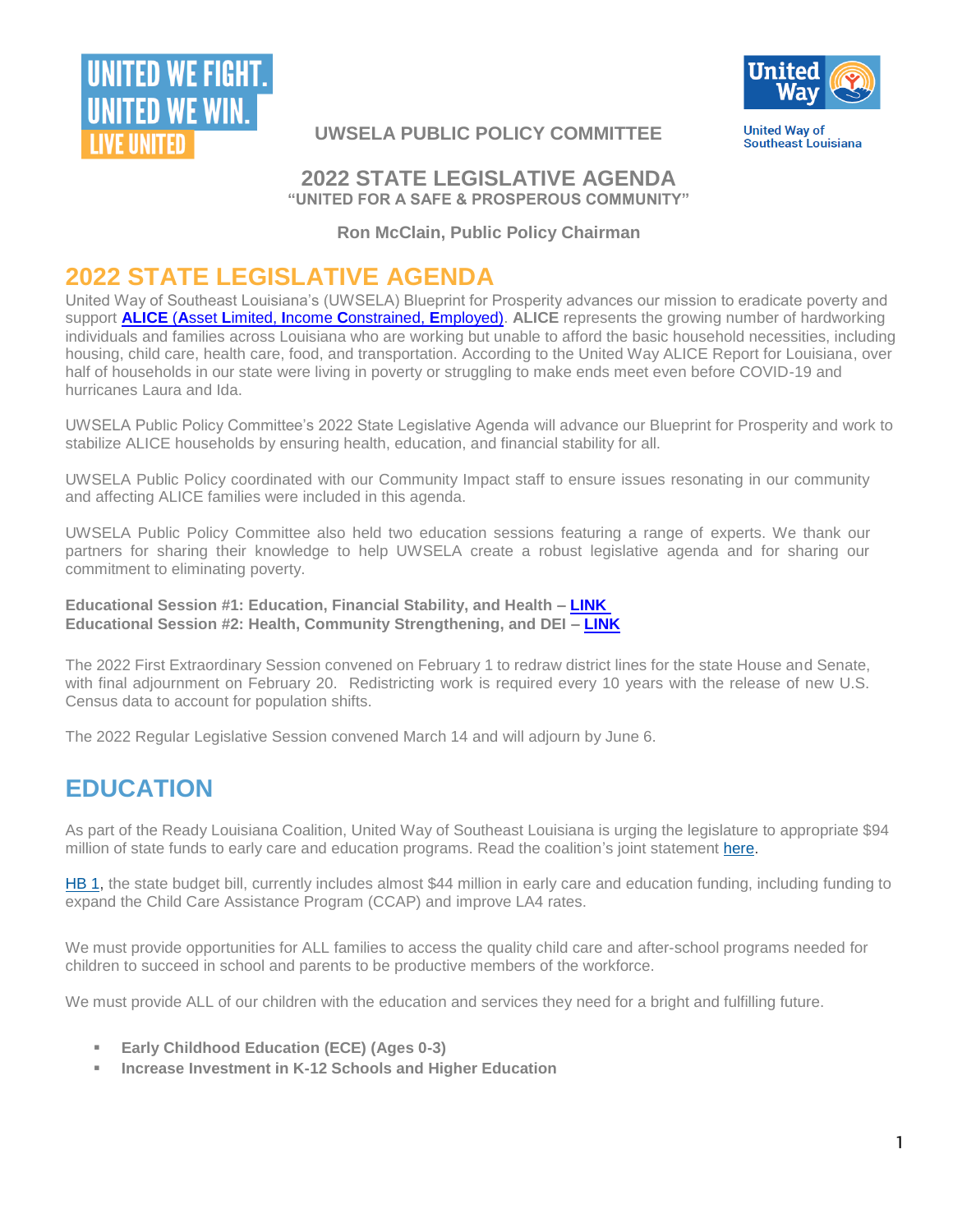UNITED WE FIGHT.
UNITED WE WIN.
LIVE UNITED

**UWSELA PUBLIC POLICY COMMITTEE**

United Way of Southeast Louisiana

## 2022 STATE LEGISLATIVE AGENDA
**"UNITED FOR A SAFE & PROSPEROUS COMMUNITY"**

**Ron McClain, Public Policy Chairman**

# 2022 STATE LEGISLATIVE AGENDA

United Way of Southeast Louisiana's (UWSELA) Blueprint for Prosperity advances our mission to eradicate poverty and support **ALICE (Asset Limited, Income Constrained, Employed)**. **ALICE** represents the growing number of hardworking individuals and families across Louisiana who are working but unable to afford the basic household necessities, including housing, child care, health care, food, and transportation. According to the United Way ALICE Report for Louisiana, over half of households in our state were living in poverty or struggling to make ends meet even before COVID-19 and hurricanes Laura and Ida.

UWSELA Public Policy Committee's 2022 State Legislative Agenda will advance our Blueprint for Prosperity and work to stabilize ALICE households by ensuring health, education, and financial stability for all.

UWSELA Public Policy coordinated with our Community Impact staff to ensure issues resonating in our community and affecting ALICE families were included in this agenda.

UWSELA Public Policy Committee also held two education sessions featuring a range of experts. We thank our partners for sharing their knowledge to help UWSELA create a robust legislative agenda and for sharing our commitment to eliminating poverty.

**Educational Session #1: Education, Financial Stability, and Health – LINK**
**Educational Session #2: Health, Community Strengthening, and DEI – LINK**

The 2022 First Extraordinary Session convened on February 1 to redraw district lines for the state House and Senate, with final adjournment on February 20. Redistricting work is required every 10 years with the release of new U.S. Census data to account for population shifts.

The 2022 Regular Legislative Session convened March 14 and will adjourn by June 6.

# EDUCATION

As part of the Ready Louisiana Coalition, United Way of Southeast Louisiana is urging the legislature to appropriate $94 million of state funds to early care and education programs. Read the coalition's joint statement here.

HB 1, the state budget bill, currently includes almost $44 million in early care and education funding, including funding to expand the Child Care Assistance Program (CCAP) and improve LA4 rates.

We must provide opportunities for ALL families to access the quality child care and after-school programs needed for children to succeed in school and parents to be productive members of the workforce.

We must provide ALL of our children with the education and services they need for a bright and fulfilling future.

- **Early Childhood Education (ECE) (Ages 0-3)**
- **Increase Investment in K-12 Schools and Higher Education**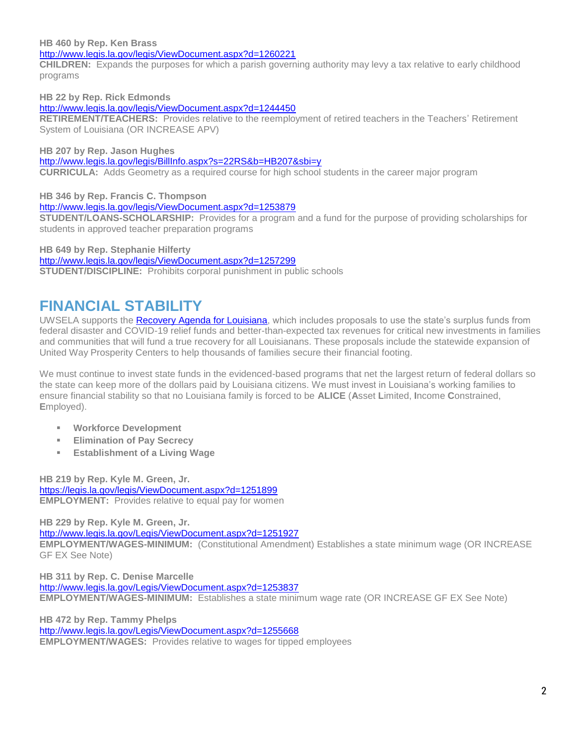**HB 460 by Rep. Ken Brass**
[http://www.legis.la.gov/legis/ViewDocument.aspx?d=1260221](http://www.legis.la.gov/legis/ViewDocument.aspx?d=1260221)
**CHILDREN:** Expands the purposes for which a parish governing authority may levy a tax relative to early childhood programs

**HB 22 by Rep. Rick Edmonds**
[http://www.legis.la.gov/legis/ViewDocument.aspx?d=1244450](http://www.legis.la.gov/legis/ViewDocument.aspx?d=1244450)
**RETIREMENT/TEACHERS:** Provides relative to the reemployment of retired teachers in the Teachers' Retirement System of Louisiana (OR INCREASE APV)

**HB 207 by Rep. Jason Hughes**
[http://www.legis.la.gov/legis/BillInfo.aspx?s=22RS&b=HB207&sbi=y](http://www.legis.la.gov/legis/BillInfo.aspx?s=22RS&b=HB207&sbi=y)
**CURRICULA:** Adds Geometry as a required course for high school students in the career major program

**HB 346 by Rep. Francis C. Thompson**
[http://www.legis.la.gov/legis/ViewDocument.aspx?d=1253879](http://www.legis.la.gov/legis/ViewDocument.aspx?d=1253879)
**STUDENT/LOANS-SCHOLARSHIP:** Provides for a program and a fund for the purpose of providing scholarships for students in approved teacher preparation programs

**HB 649 by Rep. Stephanie Hilferty**
[http://www.legis.la.gov/legis/ViewDocument.aspx?d=1257299](http://www.legis.la.gov/legis/ViewDocument.aspx?d=1257299)
**STUDENT/DISCIPLINE:** Prohibits corporal punishment in public schools

## FINANCIAL STABILITY

UWSELA supports the Recovery Agenda for Louisiana, which includes proposals to use the state's surplus funds from federal disaster and COVID-19 relief funds and better-than-expected tax revenues for critical new investments in families and communities that will fund a true recovery for all Louisianans. These proposals include the statewide expansion of United Way Prosperity Centers to help thousands of families secure their financial footing.

We must continue to invest state funds in the evidenced-based programs that net the largest return of federal dollars so the state can keep more of the dollars paid by Louisiana citizens. We must invest in Louisiana's working families to ensure financial stability so that no Louisiana family is forced to be **ALICE** (**A**sset **L**imited, **I**ncome **C**onstrained, **E**mployed).

- **Workforce Development**
- **Elimination of Pay Secrecy**
- **Establishment of a Living Wage**

**HB 219 by Rep. Kyle M. Green, Jr.**
[https://legis.la.gov/legis/ViewDocument.aspx?d=1251899](https://legis.la.gov/legis/ViewDocument.aspx?d=1251899)
**EMPLOYMENT:** Provides relative to equal pay for women

**HB 229 by Rep. Kyle M. Green, Jr.**
[http://www.legis.la.gov/Legis/ViewDocument.aspx?d=1251927](http://www.legis.la.gov/Legis/ViewDocument.aspx?d=1251927)
**EMPLOYMENT/WAGES-MINIMUM:** (Constitutional Amendment) Establishes a state minimum wage (OR INCREASE GF EX See Note)

**HB 311 by Rep. C. Denise Marcelle**
[http://www.legis.la.gov/Legis/ViewDocument.aspx?d=1253837](http://www.legis.la.gov/Legis/ViewDocument.aspx?d=1253837)
**EMPLOYMENT/WAGES-MINIMUM:** Establishes a state minimum wage rate (OR INCREASE GF EX See Note)

**HB 472 by Rep. Tammy Phelps**
[http://www.legis.la.gov/Legis/ViewDocument.aspx?d=1255668](http://www.legis.la.gov/Legis/ViewDocument.aspx?d=1255668)
**EMPLOYMENT/WAGES:** Provides relative to wages for tipped employees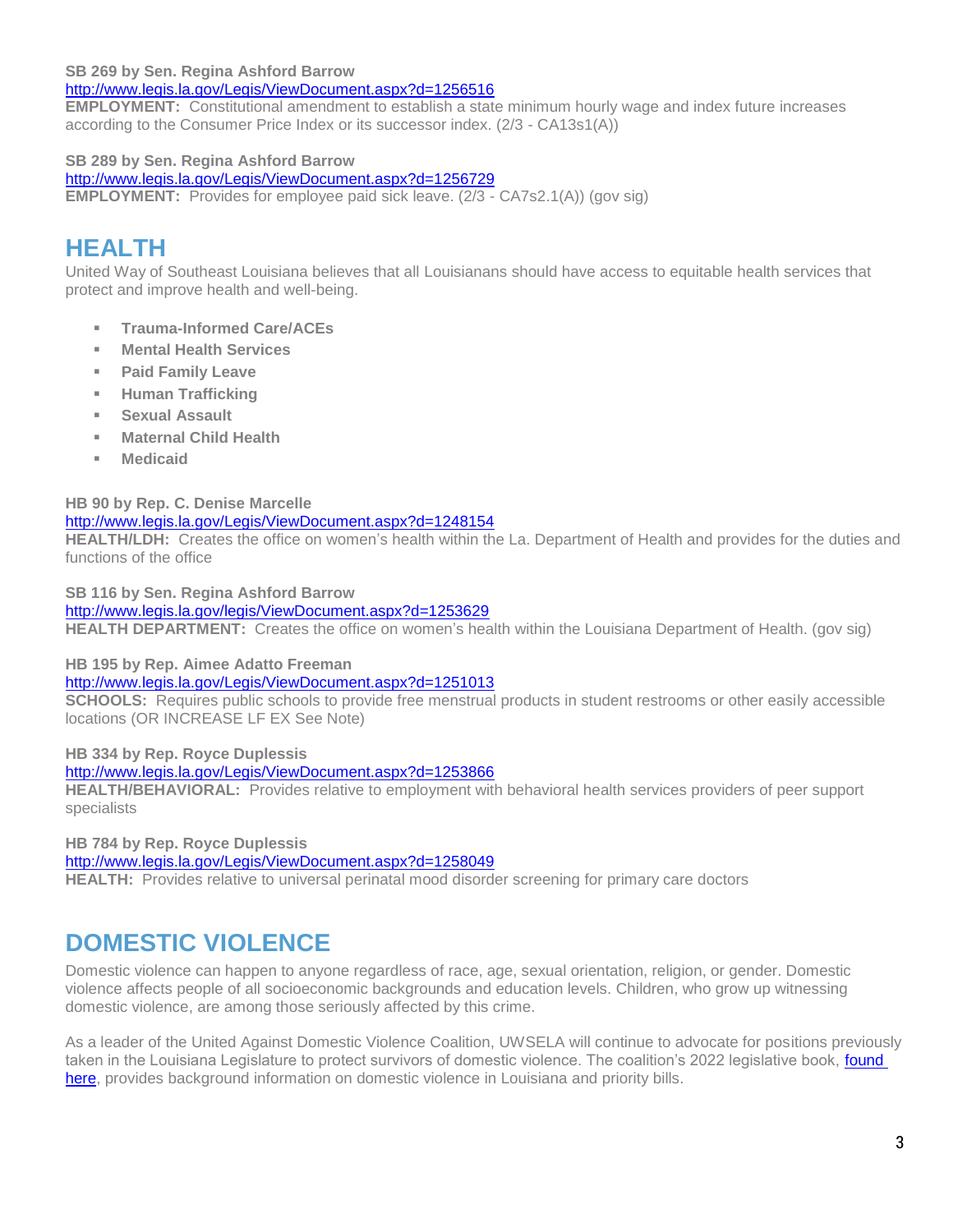**SB 269 by Sen. Regina Ashford Barrow**
http://www.legis.la.gov/Legis/ViewDocument.aspx?d=1256516
**EMPLOYMENT:** Constitutional amendment to establish a state minimum hourly wage and index future increases according to the Consumer Price Index or its successor index. (2/3 - CA13s1(A))

**SB 289 by Sen. Regina Ashford Barrow**
http://www.legis.la.gov/Legis/ViewDocument.aspx?d=1256729
**EMPLOYMENT:** Provides for employee paid sick leave. (2/3 - CA7s2.1(A)) (gov sig)

# HEALTH

United Way of Southeast Louisiana believes that all Louisianans should have access to equitable health services that protect and improve health and well-being.

- **Trauma-Informed Care/ACEs**
- **Mental Health Services**
- **Paid Family Leave**
- **Human Trafficking**
- **Sexual Assault**
- **Maternal Child Health**
- **Medicaid**

**HB 90 by Rep. C. Denise Marcelle**
http://www.legis.la.gov/Legis/ViewDocument.aspx?d=1248154
**HEALTH/LDH:** Creates the office on women's health within the La. Department of Health and provides for the duties and functions of the office

**SB 116 by Sen. Regina Ashford Barrow**
http://www.legis.la.gov/legis/ViewDocument.aspx?d=1253629
**HEALTH DEPARTMENT:** Creates the office on women's health within the Louisiana Department of Health. (gov sig)

**HB 195 by Rep. Aimee Adatto Freeman**
http://www.legis.la.gov/Legis/ViewDocument.aspx?d=1251013
**SCHOOLS:** Requires public schools to provide free menstrual products in student restrooms or other easily accessible locations (OR INCREASE LF EX See Note)

**HB 334 by Rep. Royce Duplessis**
http://www.legis.la.gov/Legis/ViewDocument.aspx?d=1253866
**HEALTH/BEHAVIORAL:** Provides relative to employment with behavioral health services providers of peer support specialists

**HB 784 by Rep. Royce Duplessis**
http://www.legis.la.gov/Legis/ViewDocument.aspx?d=1258049
**HEALTH:** Provides relative to universal perinatal mood disorder screening for primary care doctors

# DOMESTIC VIOLENCE

Domestic violence can happen to anyone regardless of race, age, sexual orientation, religion, or gender. Domestic violence affects people of all socioeconomic backgrounds and education levels. Children, who grow up witnessing domestic violence, are among those seriously affected by this crime.

As a leader of the United Against Domestic Violence Coalition, UWSELA will continue to advocate for positions previously taken in the Louisiana Legislature to protect survivors of domestic violence. The coalition's 2022 legislative book, found here, provides background information on domestic violence in Louisiana and priority bills.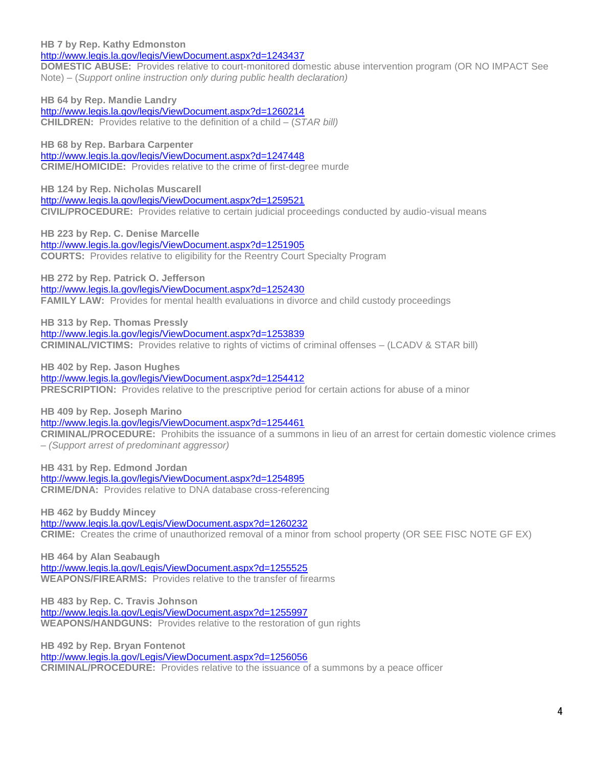**HB 7 by Rep. Kathy Edmonston**
http://www.legis.la.gov/legis/ViewDocument.aspx?d=1243437
**DOMESTIC ABUSE:** Provides relative to court-monitored domestic abuse intervention program (OR NO IMPACT See Note) – (*Support online instruction only during public health declaration)*

**HB 64 by Rep. Mandie Landry**
http://www.legis.la.gov/legis/ViewDocument.aspx?d=1260214
**CHILDREN:** Provides relative to the definition of a child – (*STAR bill)*

**HB 68 by Rep. Barbara Carpenter**
http://www.legis.la.gov/legis/ViewDocument.aspx?d=1247448
**CRIME/HOMICIDE:** Provides relative to the crime of first-degree murde

**HB 124 by Rep. Nicholas Muscarell**
http://www.legis.la.gov/legis/ViewDocument.aspx?d=1259521
**CIVIL/PROCEDURE:** Provides relative to certain judicial proceedings conducted by audio-visual means

**HB 223 by Rep. C. Denise Marcelle**
http://www.legis.la.gov/legis/ViewDocument.aspx?d=1251905
**COURTS:** Provides relative to eligibility for the Reentry Court Specialty Program

**HB 272 by Rep. Patrick O. Jefferson**
http://www.legis.la.gov/legis/ViewDocument.aspx?d=1252430
**FAMILY LAW:** Provides for mental health evaluations in divorce and child custody proceedings

**HB 313 by Rep. Thomas Pressly**
http://www.legis.la.gov/legis/ViewDocument.aspx?d=1253839
**CRIMINAL/VICTIMS:** Provides relative to rights of victims of criminal offenses – (LCADV & STAR bill)

**HB 402 by Rep. Jason Hughes**
http://www.legis.la.gov/legis/ViewDocument.aspx?d=1254412
**PRESCRIPTION:** Provides relative to the prescriptive period for certain actions for abuse of a minor

**HB 409 by Rep. Joseph Marino**
http://www.legis.la.gov/legis/ViewDocument.aspx?d=1254461
**CRIMINAL/PROCEDURE:** Prohibits the issuance of a summons in lieu of an arrest for certain domestic violence crimes – *(Support arrest of predominant aggressor)*

**HB 431 by Rep. Edmond Jordan**
http://www.legis.la.gov/legis/ViewDocument.aspx?d=1254895
**CRIME/DNA:** Provides relative to DNA database cross-referencing

**HB 462 by Buddy Mincey**
http://www.legis.la.gov/Legis/ViewDocument.aspx?d=1260232
**CRIME:** Creates the crime of unauthorized removal of a minor from school property (OR SEE FISC NOTE GF EX)

**HB 464 by Alan Seabaugh**
http://www.legis.la.gov/Legis/ViewDocument.aspx?d=1255525
**WEAPONS/FIREARMS:** Provides relative to the transfer of firearms

**HB 483 by Rep. C. Travis Johnson**
http://www.legis.la.gov/Legis/ViewDocument.aspx?d=1255997
**WEAPONS/HANDGUNS:** Provides relative to the restoration of gun rights

**HB 492 by Rep. Bryan Fontenot**
http://www.legis.la.gov/Legis/ViewDocument.aspx?d=1256056
**CRIMINAL/PROCEDURE:** Provides relative to the issuance of a summons by a peace officer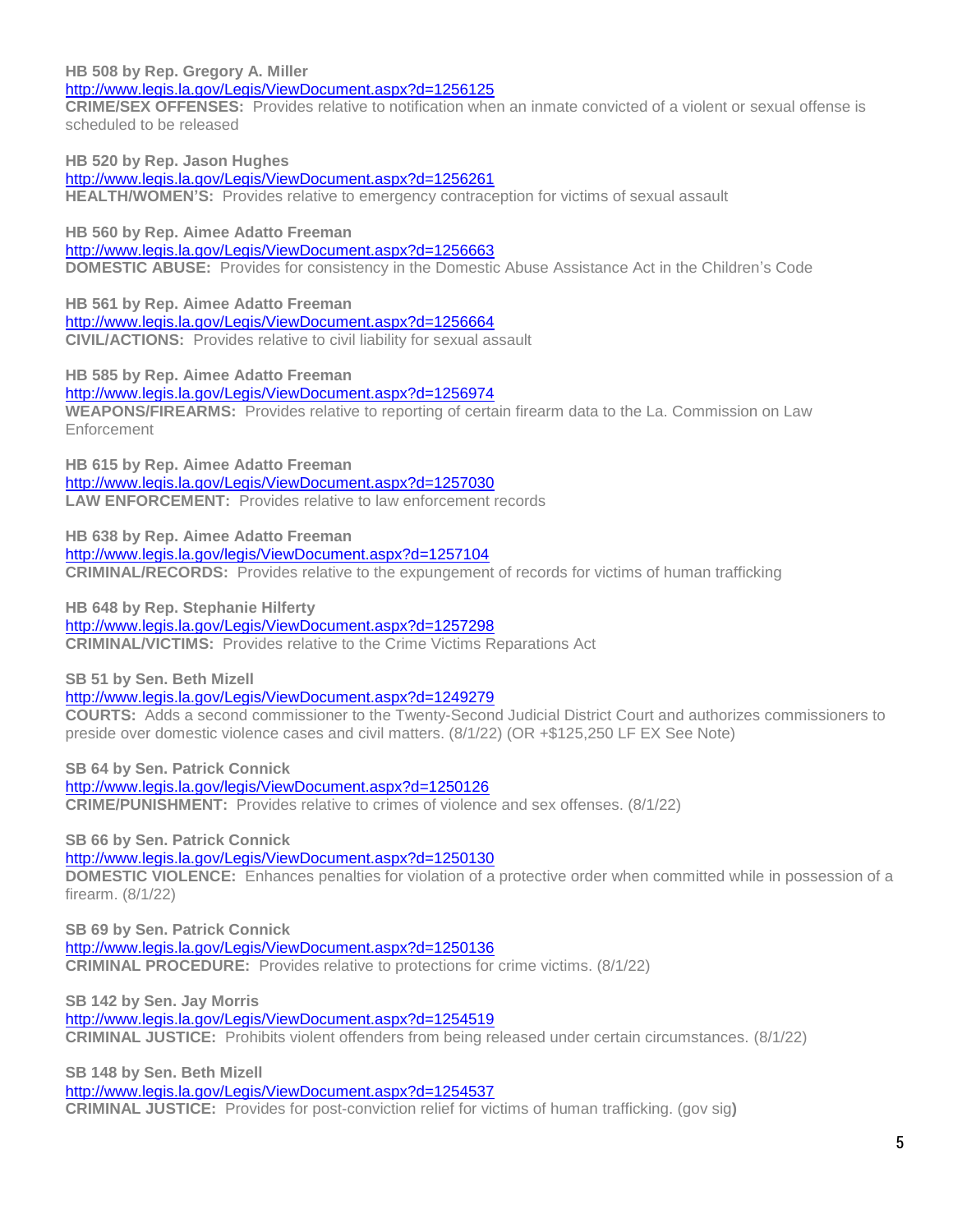**HB 508 by Rep. Gregory A. Miller**
http://www.legis.la.gov/Legis/ViewDocument.aspx?d=1256125
**CRIME/SEX OFFENSES:** Provides relative to notification when an inmate convicted of a violent or sexual offense is scheduled to be released

**HB 520 by Rep. Jason Hughes**
http://www.legis.la.gov/Legis/ViewDocument.aspx?d=1256261
**HEALTH/WOMEN'S:** Provides relative to emergency contraception for victims of sexual assault

**HB 560 by Rep. Aimee Adatto Freeman**
http://www.legis.la.gov/Legis/ViewDocument.aspx?d=1256663
**DOMESTIC ABUSE:** Provides for consistency in the Domestic Abuse Assistance Act in the Children's Code

**HB 561 by Rep. Aimee Adatto Freeman**
http://www.legis.la.gov/Legis/ViewDocument.aspx?d=1256664
**CIVIL/ACTIONS:** Provides relative to civil liability for sexual assault

**HB 585 by Rep. Aimee Adatto Freeman**
http://www.legis.la.gov/Legis/ViewDocument.aspx?d=1256974
**WEAPONS/FIREARMS:** Provides relative to reporting of certain firearm data to the La. Commission on Law Enforcement

**HB 615 by Rep. Aimee Adatto Freeman**
http://www.legis.la.gov/Legis/ViewDocument.aspx?d=1257030
**LAW ENFORCEMENT:** Provides relative to law enforcement records

**HB 638 by Rep. Aimee Adatto Freeman**
http://www.legis.la.gov/legis/ViewDocument.aspx?d=1257104
**CRIMINAL/RECORDS:** Provides relative to the expungement of records for victims of human trafficking

**HB 648 by Rep. Stephanie Hilferty**
http://www.legis.la.gov/Legis/ViewDocument.aspx?d=1257298
**CRIMINAL/VICTIMS:** Provides relative to the Crime Victims Reparations Act

**SB 51 by Sen. Beth Mizell**
http://www.legis.la.gov/Legis/ViewDocument.aspx?d=1249279
**COURTS:** Adds a second commissioner to the Twenty-Second Judicial District Court and authorizes commissioners to preside over domestic violence cases and civil matters. (8/1/22) (OR +$125,250 LF EX See Note)

**SB 64 by Sen. Patrick Connick**
http://www.legis.la.gov/legis/ViewDocument.aspx?d=1250126
**CRIME/PUNISHMENT:** Provides relative to crimes of violence and sex offenses. (8/1/22)

**SB 66 by Sen. Patrick Connick**
http://www.legis.la.gov/Legis/ViewDocument.aspx?d=1250130
**DOMESTIC VIOLENCE:** Enhances penalties for violation of a protective order when committed while in possession of a firearm. (8/1/22)

**SB 69 by Sen. Patrick Connick**
http://www.legis.la.gov/Legis/ViewDocument.aspx?d=1250136
**CRIMINAL PROCEDURE:** Provides relative to protections for crime victims. (8/1/22)

**SB 142 by Sen. Jay Morris**
http://www.legis.la.gov/Legis/ViewDocument.aspx?d=1254519
**CRIMINAL JUSTICE:** Prohibits violent offenders from being released under certain circumstances. (8/1/22)

**SB 148 by Sen. Beth Mizell**
http://www.legis.la.gov/Legis/ViewDocument.aspx?d=1254537
**CRIMINAL JUSTICE:** Provides for post-conviction relief for victims of human trafficking. (gov sig)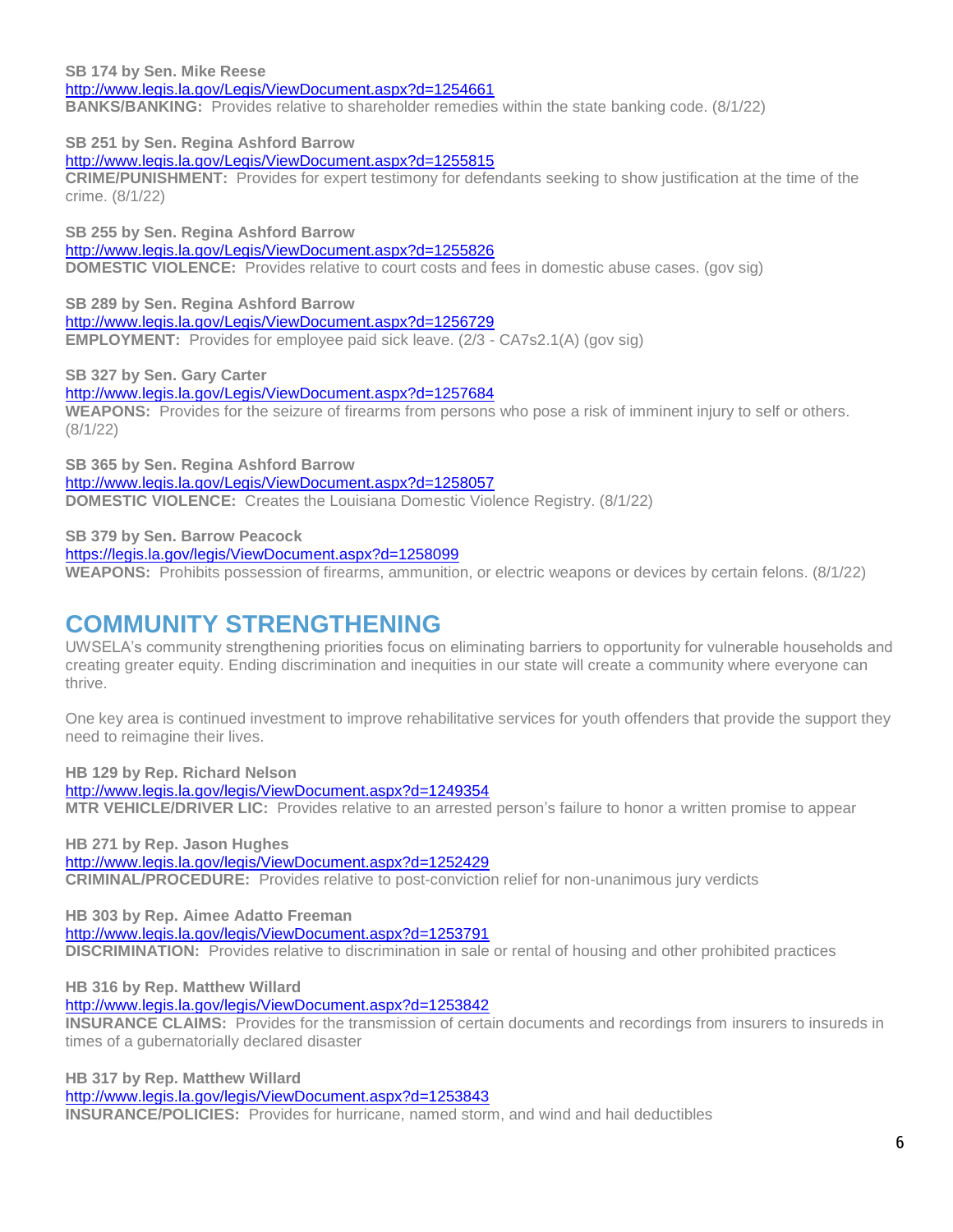**SB 174 by Sen. Mike Reese**
http://www.legis.la.gov/Legis/ViewDocument.aspx?d=1254661
**BANKS/BANKING:** Provides relative to shareholder remedies within the state banking code. (8/1/22)

**SB 251 by Sen. Regina Ashford Barrow**
http://www.legis.la.gov/Legis/ViewDocument.aspx?d=1255815
**CRIME/PUNISHMENT:** Provides for expert testimony for defendants seeking to show justification at the time of the crime. (8/1/22)

**SB 255 by Sen. Regina Ashford Barrow**
http://www.legis.la.gov/Legis/ViewDocument.aspx?d=1255826
**DOMESTIC VIOLENCE:** Provides relative to court costs and fees in domestic abuse cases. (gov sig)

**SB 289 by Sen. Regina Ashford Barrow**
http://www.legis.la.gov/Legis/ViewDocument.aspx?d=1256729
**EMPLOYMENT:** Provides for employee paid sick leave. (2/3 - CA7s2.1(A) (gov sig)

**SB 327 by Sen. Gary Carter**
http://www.legis.la.gov/Legis/ViewDocument.aspx?d=1257684
**WEAPONS:** Provides for the seizure of firearms from persons who pose a risk of imminent injury to self or others. (8/1/22)

**SB 365 by Sen. Regina Ashford Barrow**
http://www.legis.la.gov/Legis/ViewDocument.aspx?d=1258057
**DOMESTIC VIOLENCE:** Creates the Louisiana Domestic Violence Registry. (8/1/22)

**SB 379 by Sen. Barrow Peacock**
https://legis.la.gov/legis/ViewDocument.aspx?d=1258099
**WEAPONS:** Prohibits possession of firearms, ammunition, or electric weapons or devices by certain felons. (8/1/22)

# COMMUNITY STRENGTHENING

UWSELA's community strengthening priorities focus on eliminating barriers to opportunity for vulnerable households and creating greater equity. Ending discrimination and inequities in our state will create a community where everyone can thrive.

One key area is continued investment to improve rehabilitative services for youth offenders that provide the support they need to reimagine their lives.

**HB 129 by Rep. Richard Nelson**
http://www.legis.la.gov/legis/ViewDocument.aspx?d=1249354
**MTR VEHICLE/DRIVER LIC:** Provides relative to an arrested person's failure to honor a written promise to appear

**HB 271 by Rep. Jason Hughes**
http://www.legis.la.gov/legis/ViewDocument.aspx?d=1252429
**CRIMINAL/PROCEDURE:** Provides relative to post-conviction relief for non-unanimous jury verdicts

**HB 303 by Rep. Aimee Adatto Freeman**
http://www.legis.la.gov/legis/ViewDocument.aspx?d=1253791
**DISCRIMINATION:** Provides relative to discrimination in sale or rental of housing and other prohibited practices

**HB 316 by Rep. Matthew Willard**
http://www.legis.la.gov/legis/ViewDocument.aspx?d=1253842
**INSURANCE CLAIMS:** Provides for the transmission of certain documents and recordings from insurers to insureds in times of a gubernatorially declared disaster

**HB 317 by Rep. Matthew Willard**
http://www.legis.la.gov/legis/ViewDocument.aspx?d=1253843
**INSURANCE/POLICIES:** Provides for hurricane, named storm, and wind and hail deductibles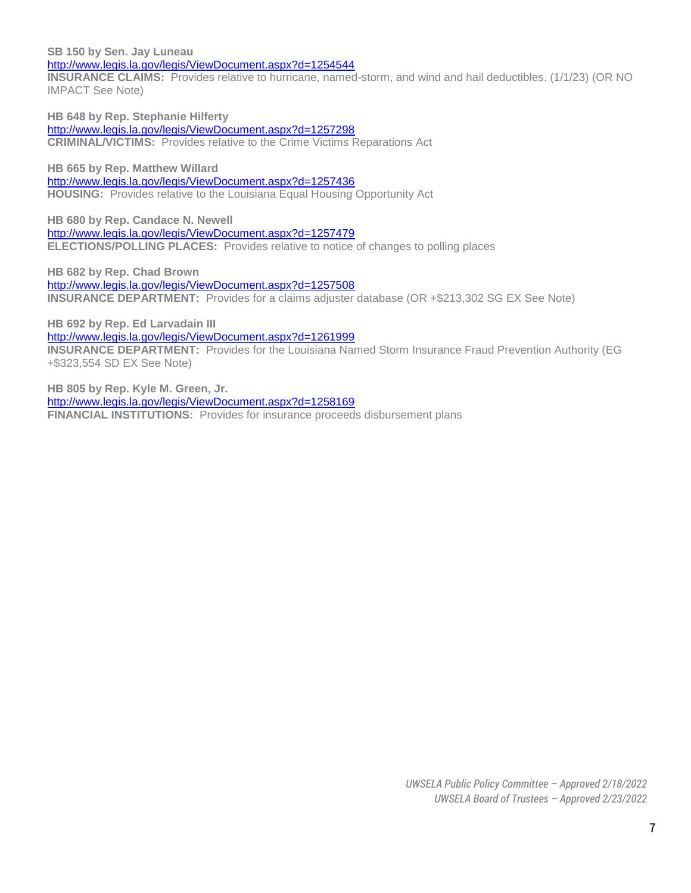**SB 150 by Sen. Jay Luneau**
http://www.legis.la.gov/legis/ViewDocument.aspx?d=1254544
**INSURANCE CLAIMS:** Provides relative to hurricane, named-storm, and wind and hail deductibles. (1/1/23) (OR NO IMPACT See Note)

**HB 648 by Rep. Stephanie Hilferty**
http://www.legis.la.gov/legis/ViewDocument.aspx?d=1257298
**CRIMINAL/VICTIMS:** Provides relative to the Crime Victims Reparations Act

**HB 665 by Rep. Matthew Willard**
http://www.legis.la.gov/legis/ViewDocument.aspx?d=1257436
**HOUSING:** Provides relative to the Louisiana Equal Housing Opportunity Act

**HB 680 by Rep. Candace N. Newell**
http://www.legis.la.gov/legis/ViewDocument.aspx?d=1257479
**ELECTIONS/POLLING PLACES:** Provides relative to notice of changes to polling places

**HB 682 by Rep. Chad Brown**
http://www.legis.la.gov/legis/ViewDocument.aspx?d=1257508
**INSURANCE DEPARTMENT:** Provides for a claims adjuster database (OR +$213,302 SG EX See Note)

**HB 692 by Rep. Ed Larvadain III**
http://www.legis.la.gov/legis/ViewDocument.aspx?d=1261999
**INSURANCE DEPARTMENT:** Provides for the Louisiana Named Storm Insurance Fraud Prevention Authority (EG +$323,554 SD EX See Note)

**HB 805 by Rep. Kyle M. Green, Jr.**
http://www.legis.la.gov/legis/ViewDocument.aspx?d=1258169
**FINANCIAL INSTITUTIONS:** Provides for insurance proceeds disbursement plans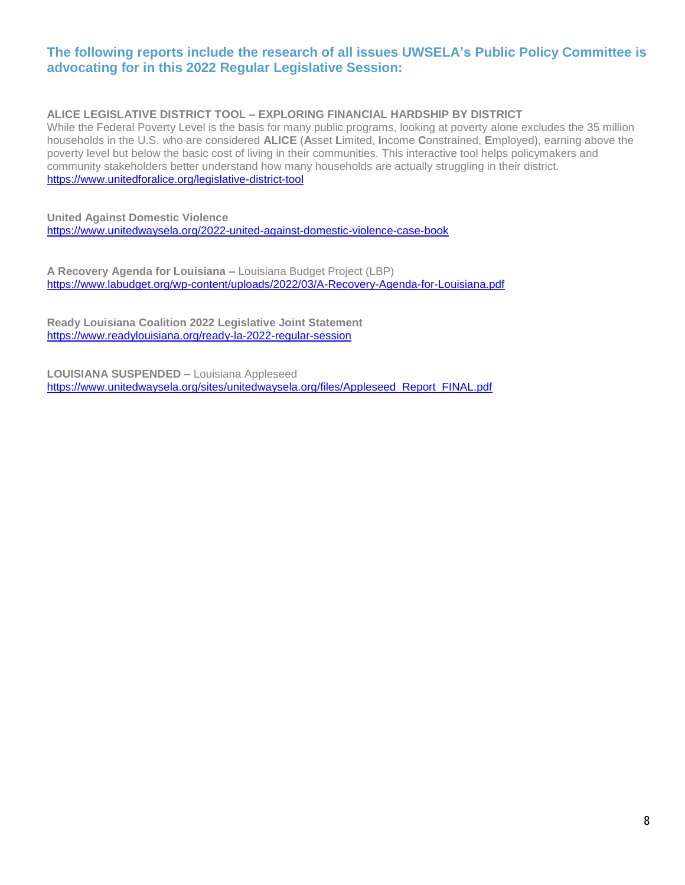## The following reports include the research of all issues UWSELA's Public Policy Committee is advocating for in this 2022 Regular Legislative Session:

**ALICE LEGISLATIVE DISTRICT TOOL – EXPLORING FINANCIAL HARDSHIP BY DISTRICT**
While the Federal Poverty Level is the basis for many public programs, looking at poverty alone excludes the 35 million households in the U.S. who are considered **ALICE** (**A**sset **L**imited, **I**ncome **C**onstrained, **E**mployed), earning above the poverty level but below the basic cost of living in their communities. This interactive tool helps policymakers and community stakeholders better understand how many households are actually struggling in their district.
https://www.unitedforalice.org/legislative-district-tool

**United Against Domestic Violence**
https://www.unitedwaysela.org/2022-united-against-domestic-violence-case-book

**A Recovery Agenda for Louisiana –** Louisiana Budget Project (LBP)
https://www.labudget.org/wp-content/uploads/2022/03/A-Recovery-Agenda-for-Louisiana.pdf

**Ready Louisiana Coalition 2022 Legislative Joint Statement**
https://www.readylouisiana.org/ready-la-2022-regular-session

**LOUISIANA SUSPENDED –** Louisiana Appleseed
https://www.unitedwaysela.org/sites/unitedwaysela.org/files/Appleseed_Report_FINAL.pdf